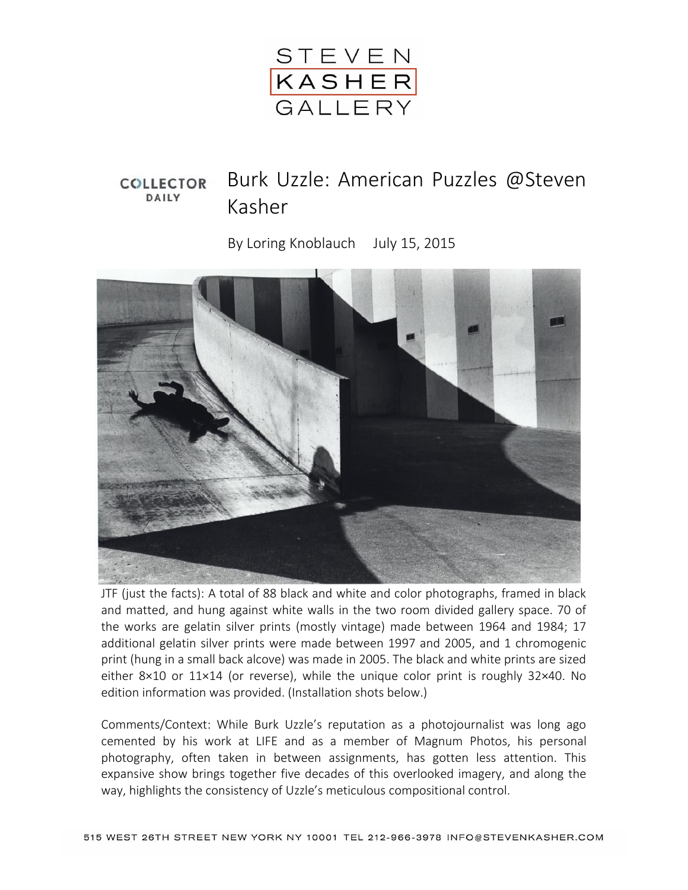# Burk Uzzle: American Puzzles @Steven Kasher

COLLECTOR DAILY

By Loring Knoblauch July 15, 2015

JTF (just the facts): A total of 88 black and white and color photographs, framed in black and matted, and hung against white walls in the two room divided gallery space. 70 of the works are gelatin silver prints (mostly vintage) made between 1964 and 1984; 17 additional gelatin silver prints were made between 1997 and 2005, and 1 chromogenic print (hung in a small back alcove) was made in 2005. The black and white prints are sized either 8×10 or 11×14 (or reverse), while the unique color print is roughly 32×40. No edition information was provided. (Installation shots below.)

Comments/Context: While Burk Uzzle's reputation as a photojournalist was long ago cemented by his work at LIFE and as a member of Magnum Photos, his personal photography, often taken in between assignments, has gotten less attention. This expansive show brings together five decades of this overlooked imagery, and along the way, highlights the consistency of Uzzle's meticulous compositional control.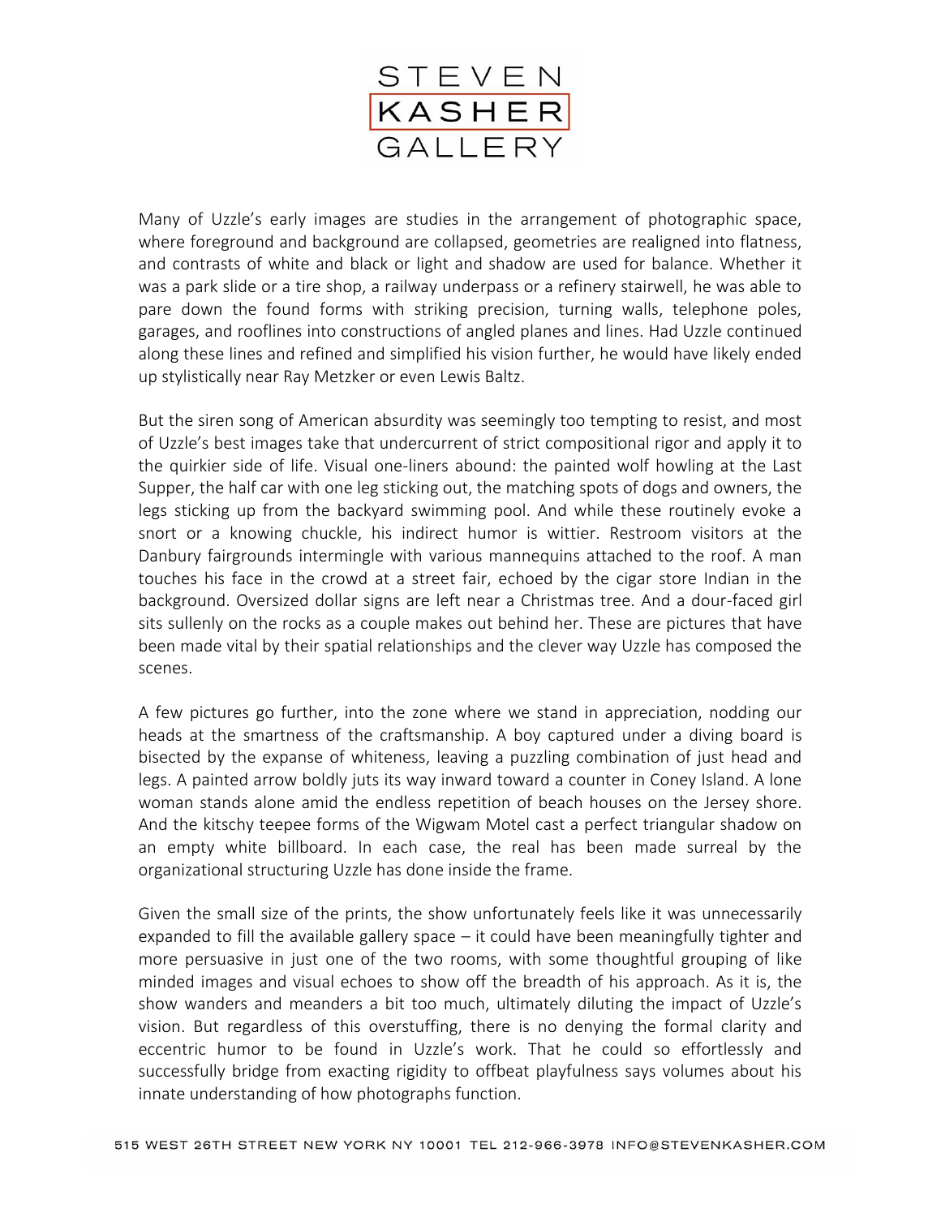Many of Uzzle's early images are studies in the arrangement of photographic space, where foreground and background are collapsed, geometries are realigned into flatness, and contrasts of white and black or light and shadow are used for balance. Whether it was a park slide or a tire shop, a railway underpass or a refinery stairwell, he was able to pare down the found forms with striking precision, turning walls, telephone poles, garages, and rooflines into constructions of angled planes and lines. Had Uzzle continued along these lines and refined and simplified his vision further, he would have likely ended up stylistically near Ray Metzker or even Lewis Baltz.

But the siren song of American absurdity was seemingly too tempting to resist, and most of Uzzle's best images take that undercurrent of strict compositional rigor and apply it to the quirkier side of life. Visual one-liners abound: the painted wolf howling at the Last Supper, the half car with one leg sticking out, the matching spots of dogs and owners, the legs sticking up from the backyard swimming pool. And while these routinely evoke a snort or a knowing chuckle, his indirect humor is wittier. Restroom visitors at the Danbury fairgrounds intermingle with various mannequins attached to the roof. A man touches his face in the crowd at a street fair, echoed by the cigar store Indian in the background. Oversized dollar signs are left near a Christmas tree. And a dour-faced girl sits sullenly on the rocks as a couple makes out behind her. These are pictures that have been made vital by their spatial relationships and the clever way Uzzle has composed the scenes.

A few pictures go further, into the zone where we stand in appreciation, nodding our heads at the smartness of the craftsmanship. A boy captured under a diving board is bisected by the expanse of whiteness, leaving a puzzling combination of just head and legs. A painted arrow boldly juts its way inward toward a counter in Coney Island. A lone woman stands alone amid the endless repetition of beach houses on the Jersey shore. And the kitschy teepee forms of the Wigwam Motel cast a perfect triangular shadow on an empty white billboard. In each case, the real has been made surreal by the organizational structuring Uzzle has done inside the frame.

Given the small size of the prints, the show unfortunately feels like it was unnecessarily expanded to fill the available gallery space – it could have been meaningfully tighter and more persuasive in just one of the two rooms, with some thoughtful grouping of like minded images and visual echoes to show off the breadth of his approach. As it is, the show wanders and meanders a bit too much, ultimately diluting the impact of Uzzle's vision. But regardless of this overstuffing, there is no denying the formal clarity and eccentric humor to be found in Uzzle's work. That he could so effortlessly and successfully bridge from exacting rigidity to offbeat playfulness says volumes about his innate understanding of how photographs function.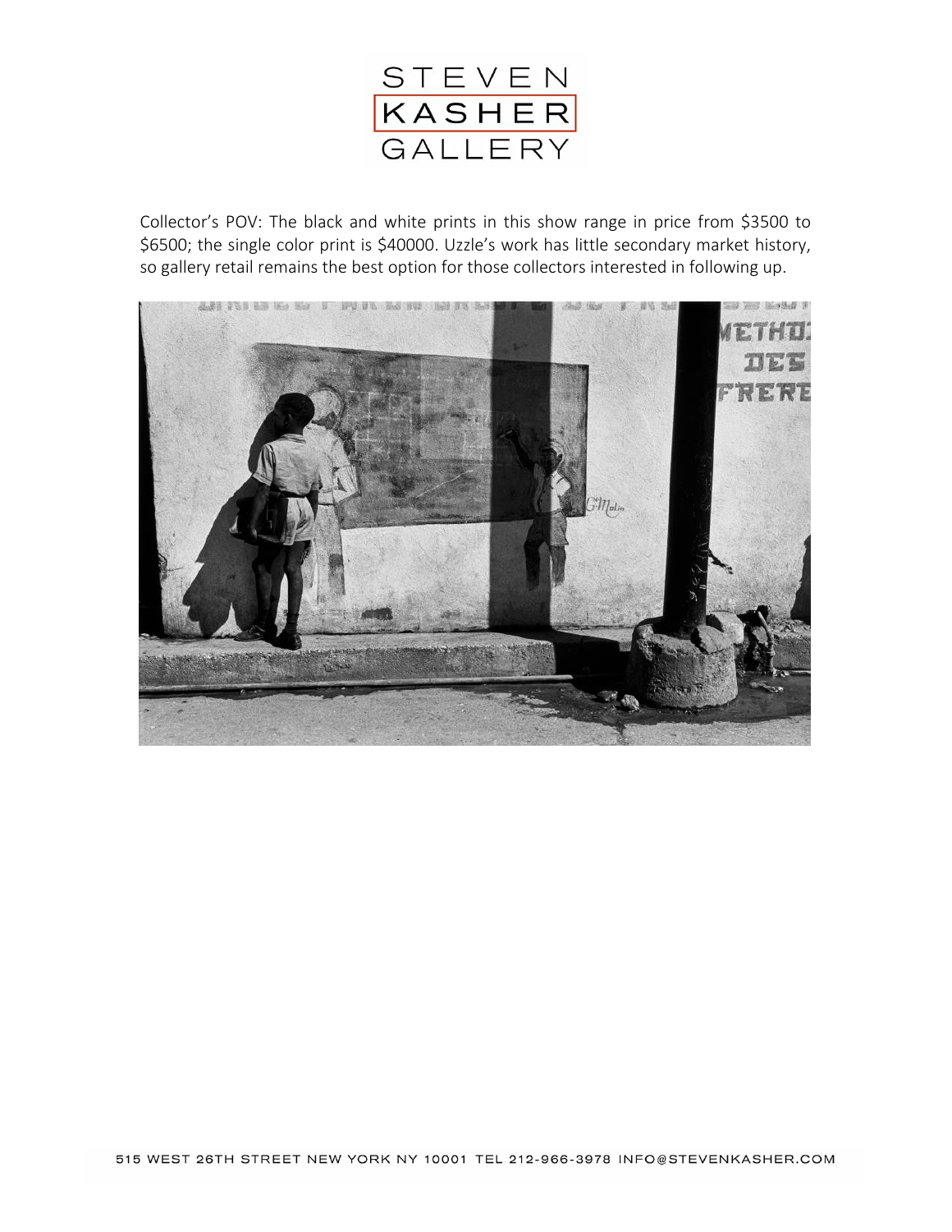Collector's POV: The black and white prints in this show range in price from $3500 to $6500; the single color print is $40000. Uzzle's work has little secondary market history, so gallery retail remains the best option for those collectors interested in following up.